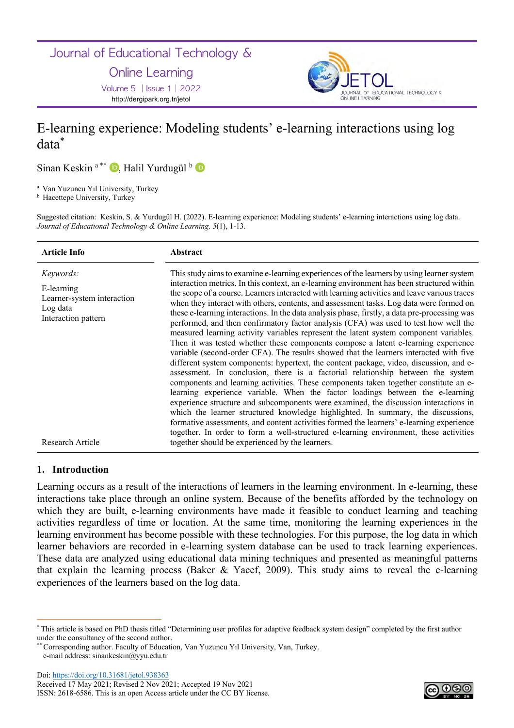Journal of Educational Technology & Online Learning

Volume 5 | Issue 1 | 2022

http://dergipark.org.tr/jetol

# E-learning experience: Modeling students' e-learning interactions using log data[*]

Sinan Keskin [a **], Halil Yurdugül [b]

[a] Van Yuzuncu Yıl University, Turkey
[b] Hacettepe University, Turkey

Suggested citation: Keskin, S. & Yurdugül H. (2022). E-learning experience: Modeling students' e-learning interactions using log data. *Journal of Educational Technology & Online Learning, 5*(1), 1-13.

| Article Info | Abstract |
|---|---|
| *Keywords:*<br>E-learning<br>Learner-system interaction<br>Log data<br>Interaction pattern<br><br>Research Article | This study aims to examine e-learning experiences of the learners by using learner system interaction metrics. In this context, an e-learning environment has been structured within the scope of a course. Learners interacted with learning activities and leave various traces when they interact with others, contents, and assessment tasks. Log data were formed on these e-learning interactions. In the data analysis phase, firstly, a data pre-processing was performed, and then confirmatory factor analysis (CFA) was used to test how well the measured learning activity variables represent the latent system component variables. Then it was tested whether these components compose a latent e-learning experience variable (second-order CFA). The results showed that the learners interacted with five different system components: hypertext, the content package, video, discussion, and e-assessment. In conclusion, there is a factorial relationship between the system components and learning activities. These components taken together constitute an e-learning experience variable. When the factor loadings between the e-learning experience structure and subcomponents were examined, the discussion interactions in which the learner structured knowledge highlighted. In summary, the discussions, formative assessments, and content activities formed the learners' e-learning experience together. In order to form a well-structured e-learning environment, these activities together should be experienced by the learners. |

## 1. Introduction

Learning occurs as a result of the interactions of learners in the learning environment. In e-learning, these interactions take place through an online system. Because of the benefits afforded by the technology on which they are built, e-learning environments have made it feasible to conduct learning and teaching activities regardless of time or location. At the same time, monitoring the learning experiences in the learning environment has become possible with these technologies. For this purpose, the log data in which learner behaviors are recorded in e-learning system database can be used to track learning experiences. These data are analyzed using educational data mining techniques and presented as meaningful patterns that explain the learning process (Baker & Yacef, 2009). This study aims to reveal the e-learning experiences of the learners based on the log data.

---

[*] This article is based on PhD thesis titled "Determining user profiles for adaptive feedback system design" completed by the first author under the consultancy of the second author.

[**] Corresponding author. Faculty of Education, Van Yuzuncu Yıl University, Van, Turkey.
e-mail address: sinankeskin@yyu.edu.tr

Doi: https://doi.org/10.31681/jetol.938363
Received 17 May 2021; Revised 2 Nov 2021; Accepted 19 Nov 2021
ISSN: 2618-6586. This is an open Access article under the CC BY license.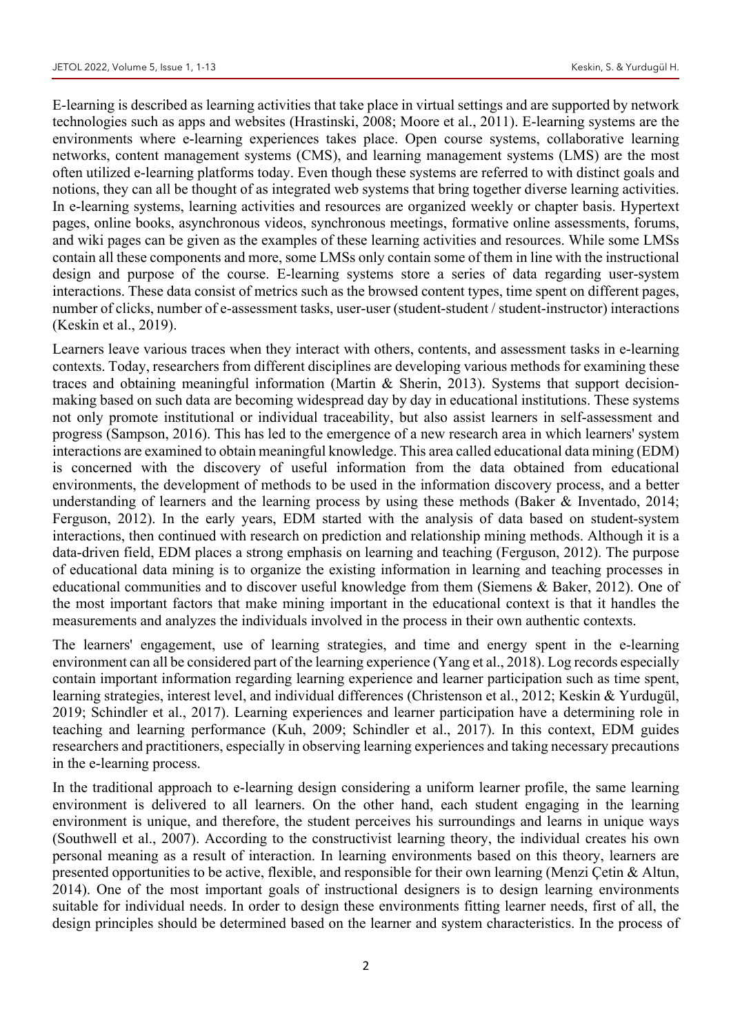E-learning is described as learning activities that take place in virtual settings and are supported by network technologies such as apps and websites (Hrastinski, 2008; Moore et al., 2011). E-learning systems are the environments where e-learning experiences takes place. Open course systems, collaborative learning networks, content management systems (CMS), and learning management systems (LMS) are the most often utilized e-learning platforms today. Even though these systems are referred to with distinct goals and notions, they can all be thought of as integrated web systems that bring together diverse learning activities. In e-learning systems, learning activities and resources are organized weekly or chapter basis. Hypertext pages, online books, asynchronous videos, synchronous meetings, formative online assessments, forums, and wiki pages can be given as the examples of these learning activities and resources. While some LMSs contain all these components and more, some LMSs only contain some of them in line with the instructional design and purpose of the course. E-learning systems store a series of data regarding user-system interactions. These data consist of metrics such as the browsed content types, time spent on different pages, number of clicks, number of e-assessment tasks, user-user (student-student / student-instructor) interactions (Keskin et al., 2019).

Learners leave various traces when they interact with others, contents, and assessment tasks in e-learning contexts. Today, researchers from different disciplines are developing various methods for examining these traces and obtaining meaningful information (Martin & Sherin, 2013). Systems that support decision-making based on such data are becoming widespread day by day in educational institutions. These systems not only promote institutional or individual traceability, but also assist learners in self-assessment and progress (Sampson, 2016). This has led to the emergence of a new research area in which learners' system interactions are examined to obtain meaningful knowledge. This area called educational data mining (EDM) is concerned with the discovery of useful information from the data obtained from educational environments, the development of methods to be used in the information discovery process, and a better understanding of learners and the learning process by using these methods (Baker & Inventado, 2014; Ferguson, 2012). In the early years, EDM started with the analysis of data based on student-system interactions, then continued with research on prediction and relationship mining methods. Although it is a data-driven field, EDM places a strong emphasis on learning and teaching (Ferguson, 2012). The purpose of educational data mining is to organize the existing information in learning and teaching processes in educational communities and to discover useful knowledge from them (Siemens & Baker, 2012). One of the most important factors that make mining important in the educational context is that it handles the measurements and analyzes the individuals involved in the process in their own authentic contexts.

The learners' engagement, use of learning strategies, and time and energy spent in the e-learning environment can all be considered part of the learning experience (Yang et al., 2018). Log records especially contain important information regarding learning experience and learner participation such as time spent, learning strategies, interest level, and individual differences (Christenson et al., 2012; Keskin & Yurdugül, 2019; Schindler et al., 2017). Learning experiences and learner participation have a determining role in teaching and learning performance (Kuh, 2009; Schindler et al., 2017). In this context, EDM guides researchers and practitioners, especially in observing learning experiences and taking necessary precautions in the e-learning process.

In the traditional approach to e-learning design considering a uniform learner profile, the same learning environment is delivered to all learners. On the other hand, each student engaging in the learning environment is unique, and therefore, the student perceives his surroundings and learns in unique ways (Southwell et al., 2007). According to the constructivist learning theory, the individual creates his own personal meaning as a result of interaction. In learning environments based on this theory, learners are presented opportunities to be active, flexible, and responsible for their own learning (Menzi Çetin & Altun, 2014). One of the most important goals of instructional designers is to design learning environments suitable for individual needs. In order to design these environments fitting learner needs, first of all, the design principles should be determined based on the learner and system characteristics. In the process of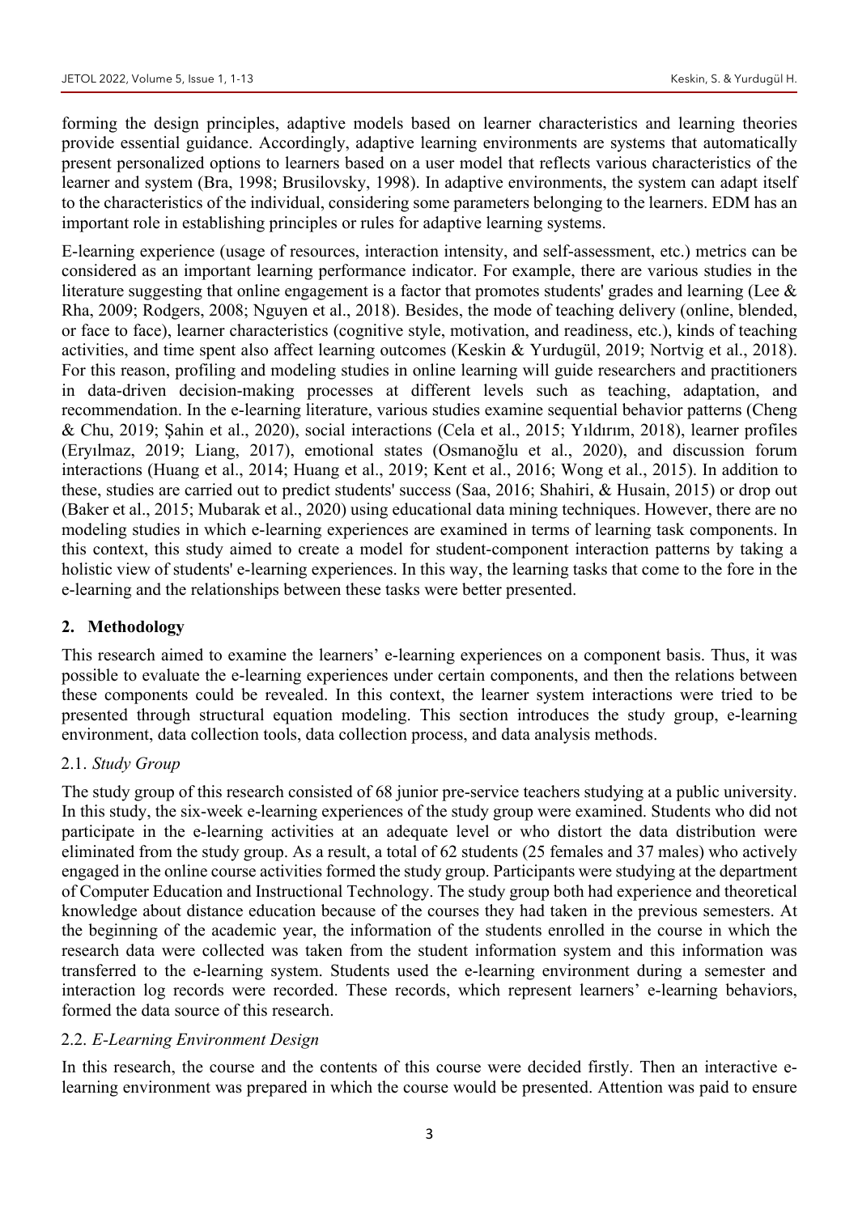forming the design principles, adaptive models based on learner characteristics and learning theories provide essential guidance. Accordingly, adaptive learning environments are systems that automatically present personalized options to learners based on a user model that reflects various characteristics of the learner and system (Bra, 1998; Brusilovsky, 1998). In adaptive environments, the system can adapt itself to the characteristics of the individual, considering some parameters belonging to the learners. EDM has an important role in establishing principles or rules for adaptive learning systems.

E-learning experience (usage of resources, interaction intensity, and self-assessment, etc.) metrics can be considered as an important learning performance indicator. For example, there are various studies in the literature suggesting that online engagement is a factor that promotes students' grades and learning (Lee & Rha, 2009; Rodgers, 2008; Nguyen et al., 2018). Besides, the mode of teaching delivery (online, blended, or face to face), learner characteristics (cognitive style, motivation, and readiness, etc.), kinds of teaching activities, and time spent also affect learning outcomes (Keskin & Yurdugül, 2019; Nortvig et al., 2018). For this reason, profiling and modeling studies in online learning will guide researchers and practitioners in data-driven decision-making processes at different levels such as teaching, adaptation, and recommendation. In the e-learning literature, various studies examine sequential behavior patterns (Cheng & Chu, 2019; Şahin et al., 2020), social interactions (Cela et al., 2015; Yıldırım, 2018), learner profiles (Eryılmaz, 2019; Liang, 2017), emotional states (Osmanoğlu et al., 2020), and discussion forum interactions (Huang et al., 2014; Huang et al., 2019; Kent et al., 2016; Wong et al., 2015). In addition to these, studies are carried out to predict students' success (Saa, 2016; Shahiri, & Husain, 2015) or drop out (Baker et al., 2015; Mubarak et al., 2020) using educational data mining techniques. However, there are no modeling studies in which e-learning experiences are examined in terms of learning task components. In this context, this study aimed to create a model for student-component interaction patterns by taking a holistic view of students' e-learning experiences. In this way, the learning tasks that come to the fore in the e-learning and the relationships between these tasks were better presented.

## 2. Methodology

This research aimed to examine the learners' e-learning experiences on a component basis. Thus, it was possible to evaluate the e-learning experiences under certain components, and then the relations between these components could be revealed. In this context, the learner system interactions were tried to be presented through structural equation modeling. This section introduces the study group, e-learning environment, data collection tools, data collection process, and data analysis methods.

### 2.1. *Study Group*

The study group of this research consisted of 68 junior pre-service teachers studying at a public university. In this study, the six-week e-learning experiences of the study group were examined. Students who did not participate in the e-learning activities at an adequate level or who distort the data distribution were eliminated from the study group. As a result, a total of 62 students (25 females and 37 males) who actively engaged in the online course activities formed the study group. Participants were studying at the department of Computer Education and Instructional Technology. The study group both had experience and theoretical knowledge about distance education because of the courses they had taken in the previous semesters. At the beginning of the academic year, the information of the students enrolled in the course in which the research data were collected was taken from the student information system and this information was transferred to the e-learning system. Students used the e-learning environment during a semester and interaction log records were recorded. These records, which represent learners' e-learning behaviors, formed the data source of this research.

### 2.2. *E-Learning Environment Design*

In this research, the course and the contents of this course were decided firstly. Then an interactive e-learning environment was prepared in which the course would be presented. Attention was paid to ensure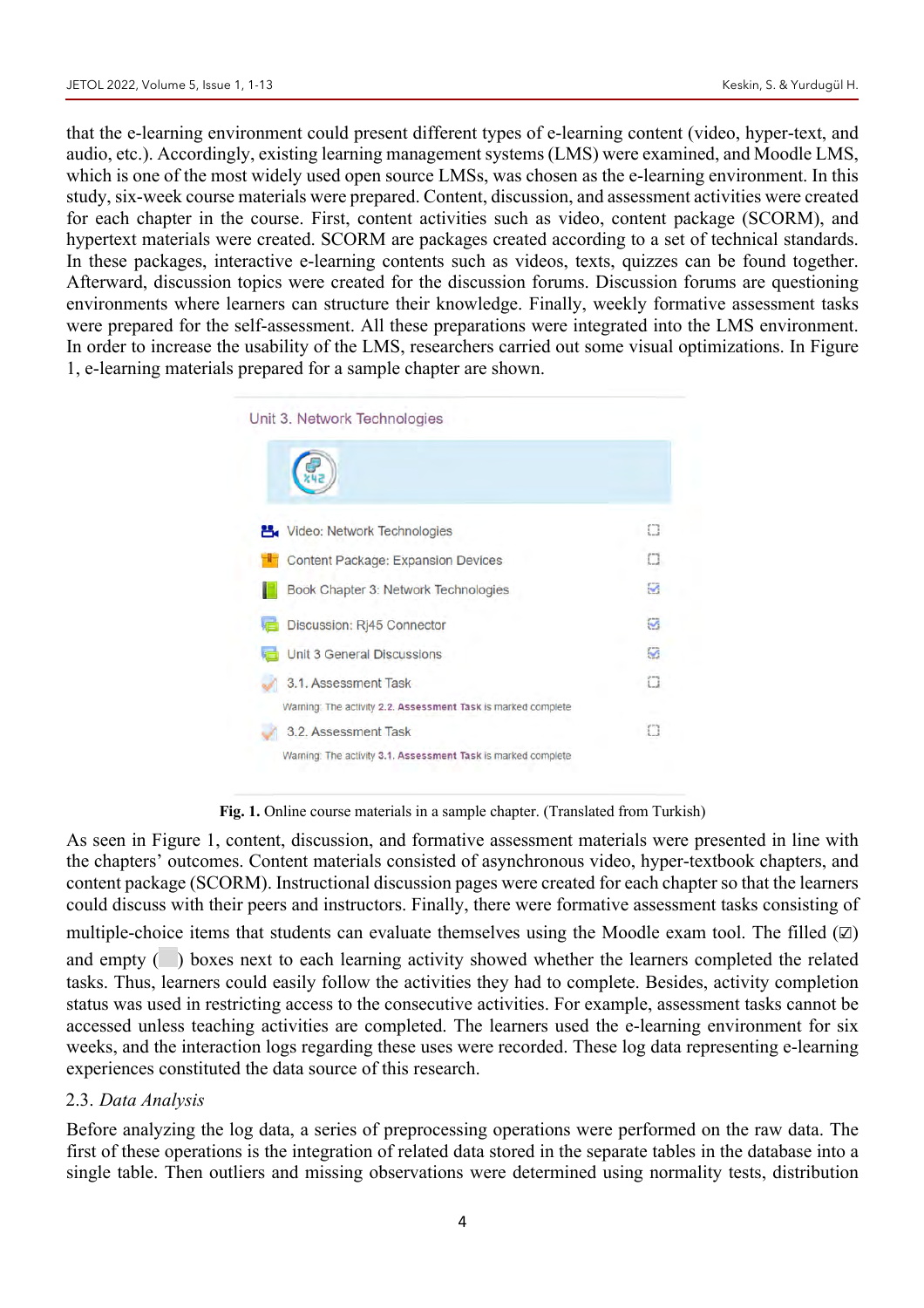that the e-learning environment could present different types of e-learning content (video, hyper-text, and audio, etc.). Accordingly, existing learning management systems (LMS) were examined, and Moodle LMS, which is one of the most widely used open source LMSs, was chosen as the e-learning environment. In this study, six-week course materials were prepared. Content, discussion, and assessment activities were created for each chapter in the course. First, content activities such as video, content package (SCORM), and hypertext materials were created. SCORM are packages created according to a set of technical standards. In these packages, interactive e-learning contents such as videos, texts, quizzes can be found together. Afterward, discussion topics were created for the discussion forums. Discussion forums are questioning environments where learners can structure their knowledge. Finally, weekly formative assessment tasks were prepared for the self-assessment. All these preparations were integrated into the LMS environment. In order to increase the usability of the LMS, researchers carried out some visual optimizations. In Figure 1, e-learning materials prepared for a sample chapter are shown.

**Fig. 1.** Online course materials in a sample chapter. (Translated from Turkish)

As seen in Figure 1, content, discussion, and formative assessment materials were presented in line with the chapters' outcomes. Content materials consisted of asynchronous video, hyper-textbook chapters, and content package (SCORM). Instructional discussion pages were created for each chapter so that the learners could discuss with their peers and instructors. Finally, there were formative assessment tasks consisting of multiple-choice items that students can evaluate themselves using the Moodle exam tool. The filled (☑) and empty (☐) boxes next to each learning activity showed whether the learners completed the related tasks. Thus, learners could easily follow the activities they had to complete. Besides, activity completion status was used in restricting access to the consecutive activities. For example, assessment tasks cannot be accessed unless teaching activities are completed. The learners used the e-learning environment for six weeks, and the interaction logs regarding these uses were recorded. These log data representing e-learning experiences constituted the data source of this research.

### 2.3. *Data Analysis*

Before analyzing the log data, a series of preprocessing operations were performed on the raw data. The first of these operations is the integration of related data stored in the separate tables in the database into a single table. Then outliers and missing observations were determined using normality tests, distribution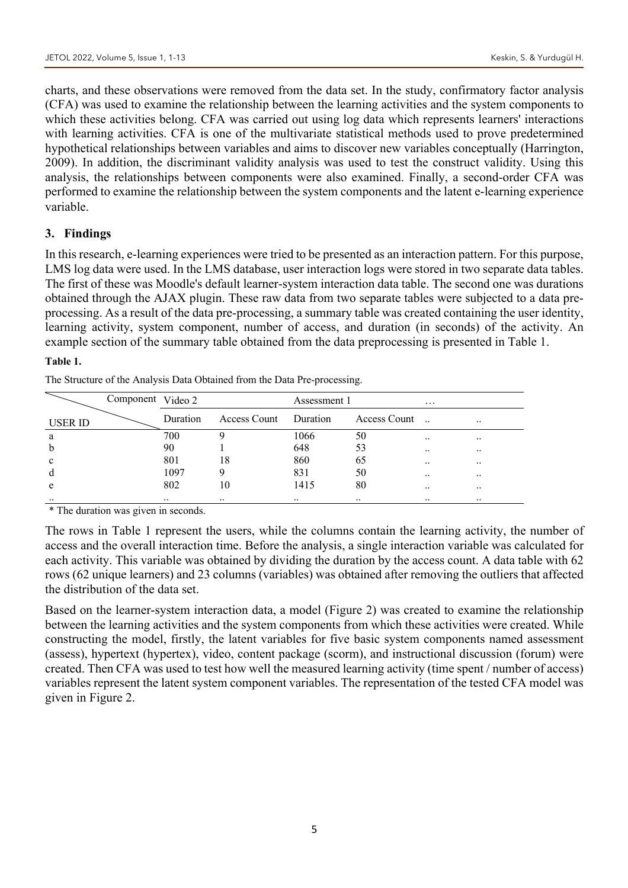charts, and these observations were removed from the data set. In the study, confirmatory factor analysis (CFA) was used to examine the relationship between the learning activities and the system components to which these activities belong. CFA was carried out using log data which represents learners' interactions with learning activities. CFA is one of the multivariate statistical methods used to prove predetermined hypothetical relationships between variables and aims to discover new variables conceptually (Harrington, 2009). In addition, the discriminant validity analysis was used to test the construct validity. Using this analysis, the relationships between components were also examined. Finally, a second-order CFA was performed to examine the relationship between the system components and the latent e-learning experience variable.

## 3. Findings

In this research, e-learning experiences were tried to be presented as an interaction pattern. For this purpose, LMS log data were used. In the LMS database, user interaction logs were stored in two separate data tables. The first of these was Moodle's default learner-system interaction data table. The second one was durations obtained through the AJAX plugin. These raw data from two separate tables were subjected to a data pre-processing. As a result of the data pre-processing, a summary table was created containing the user identity, learning activity, system component, number of access, and duration (in seconds) of the activity. An example section of the summary table obtained from the data preprocessing is presented in Table 1.

**Table 1.**

The Structure of the Analysis Data Obtained from the Data Pre-processing.

| Component / USER ID | Video 2 | | Assessment 1 | | … | |
|---|---|---|---|---|---|---|
| | Duration | Access Count | Duration | Access Count | .. | .. |
| a | 700 | 9 | 1066 | 50 | .. | .. |
| b | 90 | 1 | 648 | 53 | .. | .. |
| c | 801 | 18 | 860 | 65 | .. | .. |
| d | 1097 | 9 | 831 | 50 | .. | .. |
| e | 802 | 10 | 1415 | 80 | .. | .. |
| .. | .. | .. | .. | .. | .. | .. |

\* The duration was given in seconds.

The rows in Table 1 represent the users, while the columns contain the learning activity, the number of access and the overall interaction time. Before the analysis, a single interaction variable was calculated for each activity. This variable was obtained by dividing the duration by the access count. A data table with 62 rows (62 unique learners) and 23 columns (variables) was obtained after removing the outliers that affected the distribution of the data set.

Based on the learner-system interaction data, a model (Figure 2) was created to examine the relationship between the learning activities and the system components from which these activities were created. While constructing the model, firstly, the latent variables for five basic system components named assessment (assess), hypertext (hypertex), video, content package (scorm), and instructional discussion (forum) were created. Then CFA was used to test how well the measured learning activity (time spent / number of access) variables represent the latent system component variables. The representation of the tested CFA model was given in Figure 2.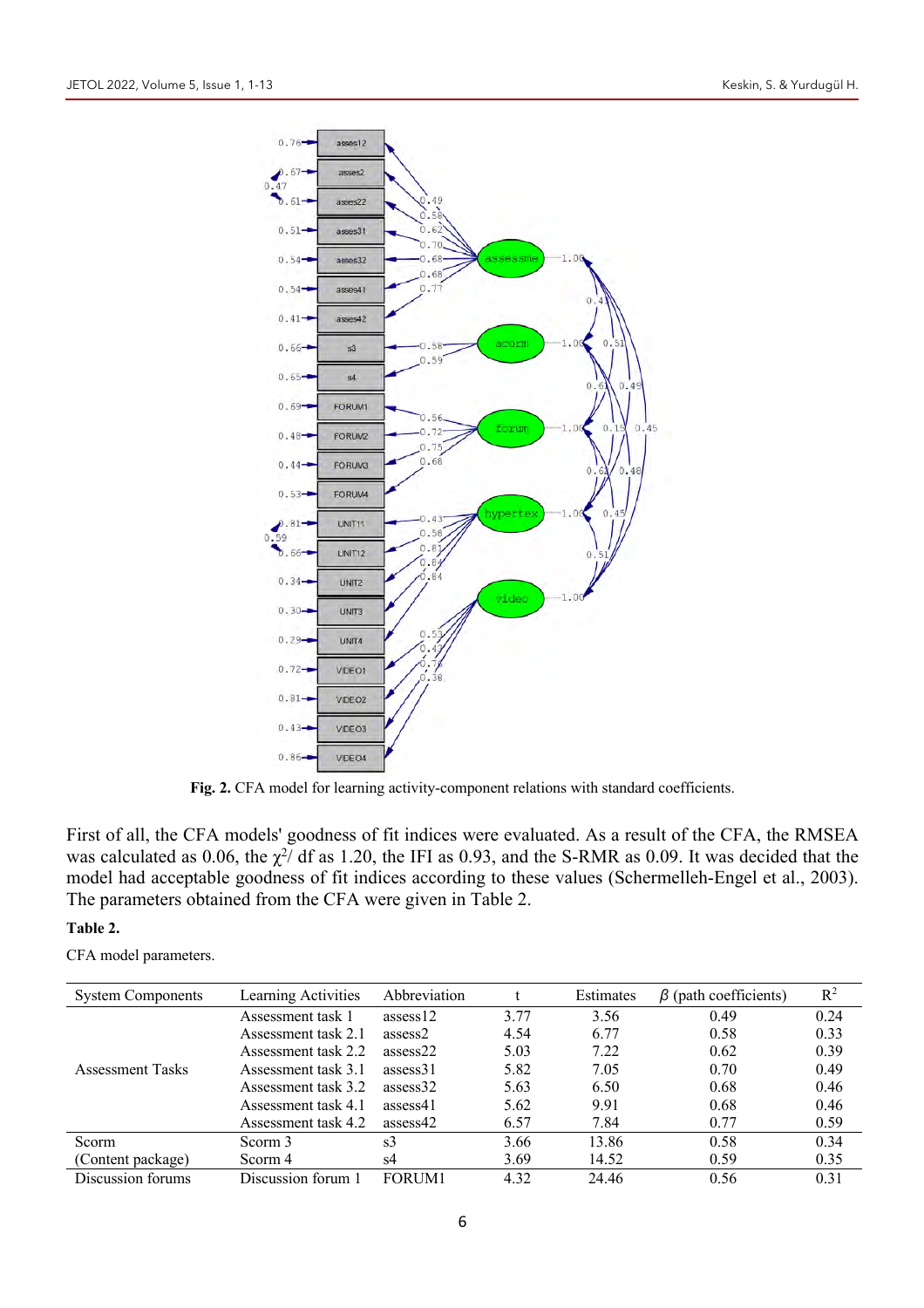**Fig. 2.** CFA model for learning activity-component relations with standard coefficients.

First of all, the CFA models' goodness of fit indices were evaluated. As a result of the CFA, the RMSEA was calculated as 0.06, the $\chi^2$/ df as 1.20, the IFI as 0.93, and the S-RMR as 0.09. It was decided that the model had acceptable goodness of fit indices according to these values (Schermelleh-Engel et al., 2003). The parameters obtained from the CFA were given in Table 2.

**Table 2.**

CFA model parameters.

| System Components | Learning Activities | Abbreviation | t | Estimates | $\beta$ (path coefficients) | $R^2$ |
|---|---|---|---|---|---|---|
| Assessment Tasks | Assessment task 1 | assess12 | 3.77 | 3.56 | 0.49 | 0.24 |
| | Assessment task 2.1 | assess2 | 4.54 | 6.77 | 0.58 | 0.33 |
| | Assessment task 2.2 | assess22 | 5.03 | 7.22 | 0.62 | 0.39 |
| | Assessment task 3.1 | assess31 | 5.82 | 7.05 | 0.70 | 0.49 |
| | Assessment task 3.2 | assess32 | 5.63 | 6.50 | 0.68 | 0.46 |
| | Assessment task 4.1 | assess41 | 5.62 | 9.91 | 0.68 | 0.46 |
| | Assessment task 4.2 | assess42 | 6.57 | 7.84 | 0.77 | 0.59 |
| Scorm (Content package) | Scorm 3 | s3 | 3.66 | 13.86 | 0.58 | 0.34 |
| | Scorm 4 | s4 | 3.69 | 14.52 | 0.59 | 0.35 |
| Discussion forums | Discussion forum 1 | FORUM1 | 4.32 | 24.46 | 0.56 | 0.31 |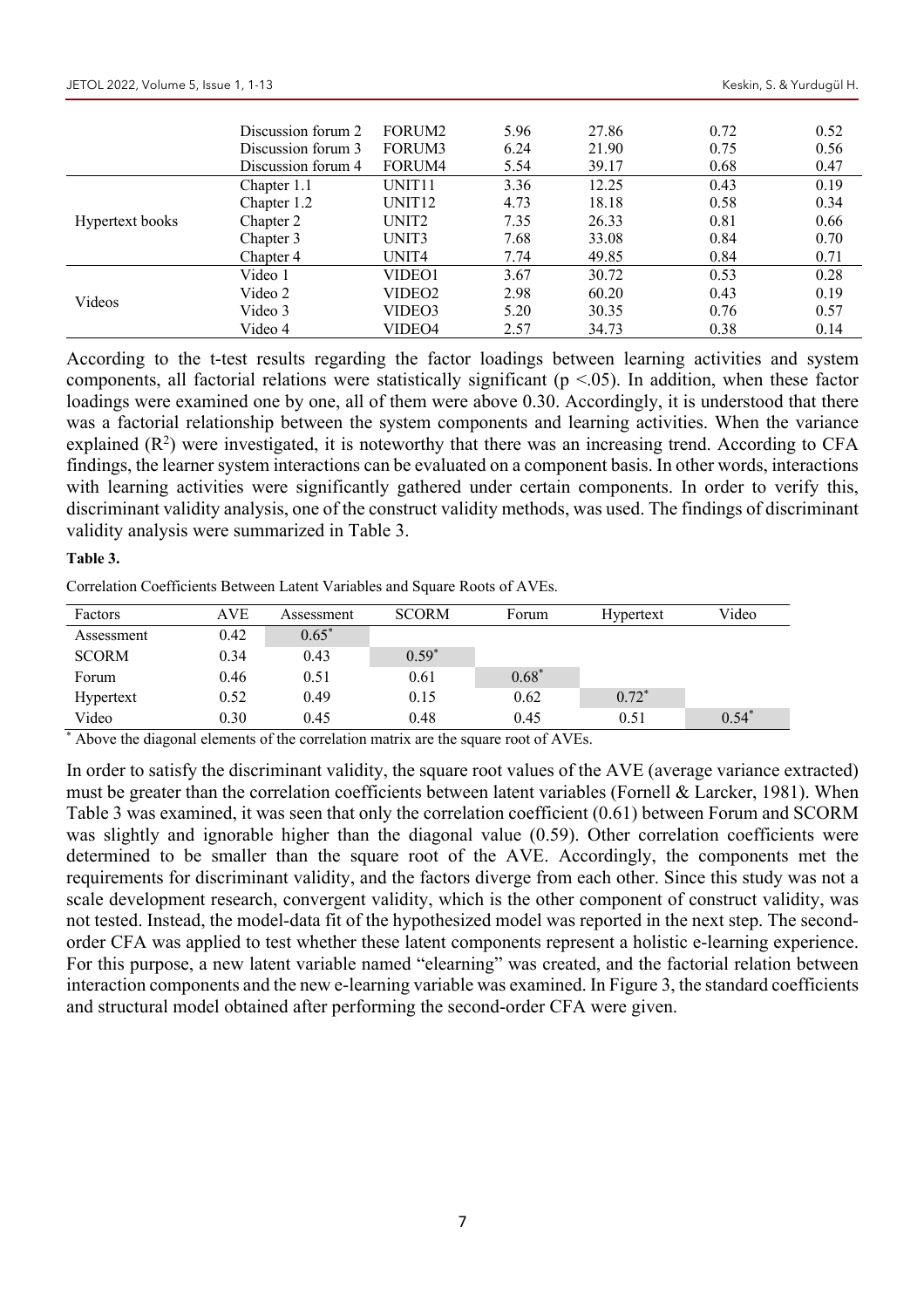| | Discussion forum 2 | FORUM2 | 5.96 | 27.86 | 0.72 | 0.52 |
|---|---|---|---|---|---|---|
| | Discussion forum 3 | FORUM3 | 6.24 | 21.90 | 0.75 | 0.56 |
| | Discussion forum 4 | FORUM4 | 5.54 | 39.17 | 0.68 | 0.47 |
| Hypertext books | Chapter 1.1 | UNIT11 | 3.36 | 12.25 | 0.43 | 0.19 |
| | Chapter 1.2 | UNIT12 | 4.73 | 18.18 | 0.58 | 0.34 |
| | Chapter 2 | UNIT2 | 7.35 | 26.33 | 0.81 | 0.66 |
| | Chapter 3 | UNIT3 | 7.68 | 33.08 | 0.84 | 0.70 |
| | Chapter 4 | UNIT4 | 7.74 | 49.85 | 0.84 | 0.71 |
| Videos | Video 1 | VIDEO1 | 3.67 | 30.72 | 0.53 | 0.28 |
| | Video 2 | VIDEO2 | 2.98 | 60.20 | 0.43 | 0.19 |
| | Video 3 | VIDEO3 | 5.20 | 30.35 | 0.76 | 0.57 |
| | Video 4 | VIDEO4 | 2.57 | 34.73 | 0.38 | 0.14 |

According to the t-test results regarding the factor loadings between learning activities and system components, all factorial relations were statistically significant ($p < .05$). In addition, when these factor loadings were examined one by one, all of them were above 0.30. Accordingly, it is understood that there was a factorial relationship between the system components and learning activities. When the variance explained ($R^2$) were investigated, it is noteworthy that there was an increasing trend. According to CFA findings, the learner system interactions can be evaluated on a component basis. In other words, interactions with learning activities were significantly gathered under certain components. In order to verify this, discriminant validity analysis, one of the construct validity methods, was used. The findings of discriminant validity analysis were summarized in Table 3.

**Table 3.**

Correlation Coefficients Between Latent Variables and Square Roots of AVEs.

| Factors | AVE | Assessment | SCORM | Forum | Hypertext | Video |
|---|---|---|---|---|---|---|
| Assessment | 0.42 | 0.65* | | | | |
| SCORM | 0.34 | 0.43 | 0.59* | | | |
| Forum | 0.46 | 0.51 | 0.61 | 0.68* | | |
| Hypertext | 0.52 | 0.49 | 0.15 | 0.62 | 0.72* | |
| Video | 0.30 | 0.45 | 0.48 | 0.45 | 0.51 | 0.54* |

\* Above the diagonal elements of the correlation matrix are the square root of AVEs.

In order to satisfy the discriminant validity, the square root values of the AVE (average variance extracted) must be greater than the correlation coefficients between latent variables (Fornell & Larcker, 1981). When Table 3 was examined, it was seen that only the correlation coefficient (0.61) between Forum and SCORM was slightly and ignorable higher than the diagonal value (0.59). Other correlation coefficients were determined to be smaller than the square root of the AVE. Accordingly, the components met the requirements for discriminant validity, and the factors diverge from each other. Since this study was not a scale development research, convergent validity, which is the other component of construct validity, was not tested. Instead, the model-data fit of the hypothesized model was reported in the next step. The second-order CFA was applied to test whether these latent components represent a holistic e-learning experience. For this purpose, a new latent variable named "elearning" was created, and the factorial relation between interaction components and the new e-learning variable was examined. In Figure 3, the standard coefficients and structural model obtained after performing the second-order CFA were given.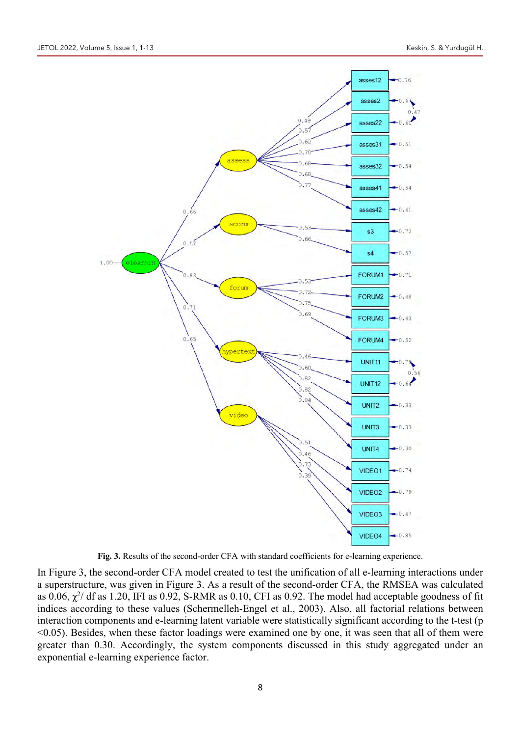**Fig. 3.** Results of the second-order CFA with standard coefficients for e-learning experience.

In Figure 3, the second-order CFA model created to test the unification of all e-learning interactions under a superstructure, was given in Figure 3. As a result of the second-order CFA, the RMSEA was calculated as 0.06, $\chi^2$/ df as 1.20, IFI as 0.92, S-RMR as 0.10, CFI as 0.92. The model had acceptable goodness of fit indices according to these values (Schermelleh-Engel et al., 2003). Also, all factorial relations between interaction components and e-learning latent variable were statistically significant according to the t-test ($p < 0.05$). Besides, when these factor loadings were examined one by one, it was seen that all of them were greater than 0.30. Accordingly, the system components discussed in this study aggregated under an exponential e-learning experience factor.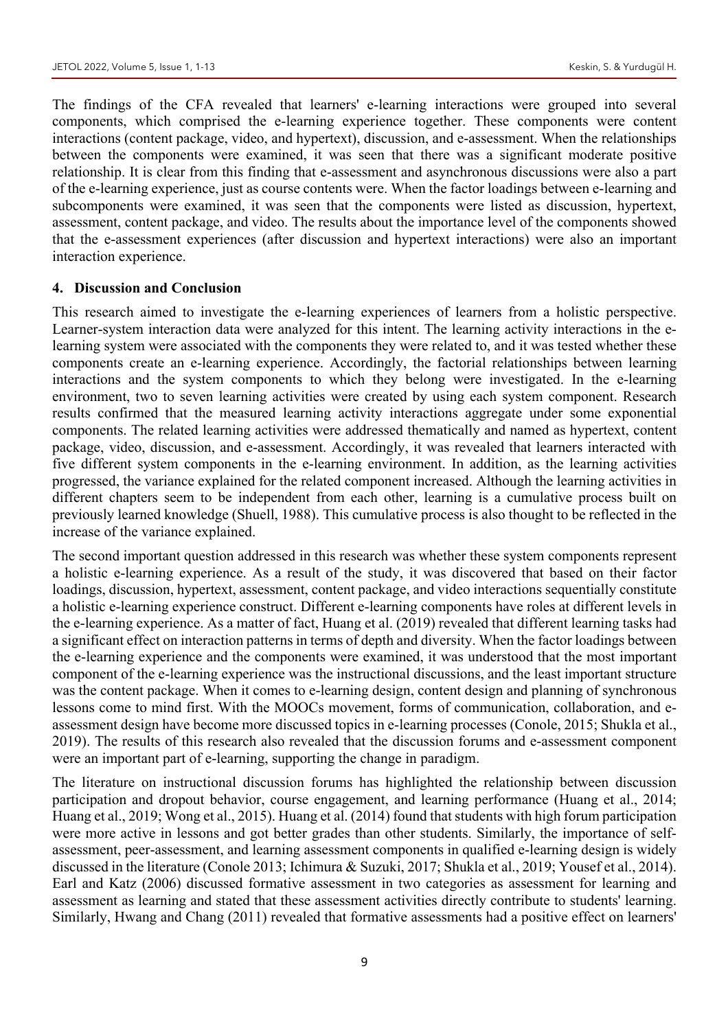The findings of the CFA revealed that learners' e-learning interactions were grouped into several components, which comprised the e-learning experience together. These components were content interactions (content package, video, and hypertext), discussion, and e-assessment. When the relationships between the components were examined, it was seen that there was a significant moderate positive relationship. It is clear from this finding that e-assessment and asynchronous discussions were also a part of the e-learning experience, just as course contents were. When the factor loadings between e-learning and subcomponents were examined, it was seen that the components were listed as discussion, hypertext, assessment, content package, and video. The results about the importance level of the components showed that the e-assessment experiences (after discussion and hypertext interactions) were also an important interaction experience.

## 4. Discussion and Conclusion

This research aimed to investigate the e-learning experiences of learners from a holistic perspective. Learner-system interaction data were analyzed for this intent. The learning activity interactions in the e-learning system were associated with the components they were related to, and it was tested whether these components create an e-learning experience. Accordingly, the factorial relationships between learning interactions and the system components to which they belong were investigated. In the e-learning environment, two to seven learning activities were created by using each system component. Research results confirmed that the measured learning activity interactions aggregate under some exponential components. The related learning activities were addressed thematically and named as hypertext, content package, video, discussion, and e-assessment. Accordingly, it was revealed that learners interacted with five different system components in the e-learning environment. In addition, as the learning activities progressed, the variance explained for the related component increased. Although the learning activities in different chapters seem to be independent from each other, learning is a cumulative process built on previously learned knowledge (Shuell, 1988). This cumulative process is also thought to be reflected in the increase of the variance explained.

The second important question addressed in this research was whether these system components represent a holistic e-learning experience. As a result of the study, it was discovered that based on their factor loadings, discussion, hypertext, assessment, content package, and video interactions sequentially constitute a holistic e-learning experience construct. Different e-learning components have roles at different levels in the e-learning experience. As a matter of fact, Huang et al. (2019) revealed that different learning tasks had a significant effect on interaction patterns in terms of depth and diversity. When the factor loadings between the e-learning experience and the components were examined, it was understood that the most important component of the e-learning experience was the instructional discussions, and the least important structure was the content package. When it comes to e-learning design, content design and planning of synchronous lessons come to mind first. With the MOOCs movement, forms of communication, collaboration, and e-assessment design have become more discussed topics in e-learning processes (Conole, 2015; Shukla et al., 2019). The results of this research also revealed that the discussion forums and e-assessment component were an important part of e-learning, supporting the change in paradigm.

The literature on instructional discussion forums has highlighted the relationship between discussion participation and dropout behavior, course engagement, and learning performance (Huang et al., 2014; Huang et al., 2019; Wong et al., 2015). Huang et al. (2014) found that students with high forum participation were more active in lessons and got better grades than other students. Similarly, the importance of self-assessment, peer-assessment, and learning assessment components in qualified e-learning design is widely discussed in the literature (Conole 2013; Ichimura & Suzuki, 2017; Shukla et al., 2019; Yousef et al., 2014). Earl and Katz (2006) discussed formative assessment in two categories as assessment for learning and assessment as learning and stated that these assessment activities directly contribute to students' learning. Similarly, Hwang and Chang (2011) revealed that formative assessments had a positive effect on learners'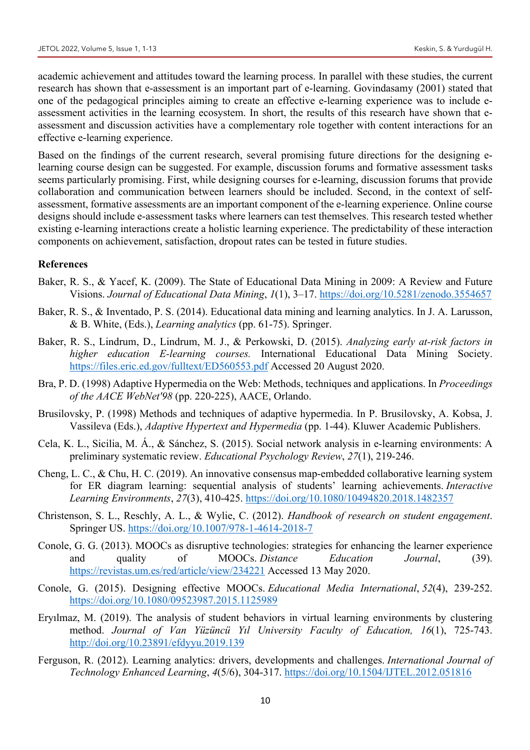academic achievement and attitudes toward the learning process. In parallel with these studies, the current research has shown that e-assessment is an important part of e-learning. Govindasamy (2001) stated that one of the pedagogical principles aiming to create an effective e-learning experience was to include e-assessment activities in the learning ecosystem. In short, the results of this research have shown that e-assessment and discussion activities have a complementary role together with content interactions for an effective e-learning experience.

Based on the findings of the current research, several promising future directions for the designing e-learning course design can be suggested. For example, discussion forums and formative assessment tasks seems particularly promising. First, while designing courses for e-learning, discussion forums that provide collaboration and communication between learners should be included. Second, in the context of self-assessment, formative assessments are an important component of the e-learning experience. Online course designs should include e-assessment tasks where learners can test themselves. This research tested whether existing e-learning interactions create a holistic learning experience. The predictability of these interaction components on achievement, satisfaction, dropout rates can be tested in future studies.

**References**

Baker, R. S., & Yacef, K. (2009). The State of Educational Data Mining in 2009: A Review and Future Visions. *Journal of Educational Data Mining*, *1*(1), 3–17. https://doi.org/10.5281/zenodo.3554657

Baker, R. S., & Inventado, P. S. (2014). Educational data mining and learning analytics. In J. A. Larusson, & B. White, (Eds.), *Learning analytics* (pp. 61-75). Springer.

Baker, R. S., Lindrum, D., Lindrum, M. J., & Perkowski, D. (2015). *Analyzing early at-risk factors in higher education E-learning courses.* International Educational Data Mining Society. https://files.eric.ed.gov/fulltext/ED560553.pdf Accessed 20 August 2020.

Bra, P. D. (1998) Adaptive Hypermedia on the Web: Methods, techniques and applications. In *Proceedings of the AACE WebNet'98* (pp. 220-225), AACE, Orlando.

Brusilovsky, P. (1998) Methods and techniques of adaptive hypermedia. In P. Brusilovsky, A. Kobsa, J. Vassileva (Eds.), *Adaptive Hypertext and Hypermedia* (pp. 1-44). Kluwer Academic Publishers.

Cela, K. L., Sicilia, M. Á., & Sánchez, S. (2015). Social network analysis in e-learning environments: A preliminary systematic review. *Educational Psychology Review*, *27*(1), 219-246.

Cheng, L. C., & Chu, H. C. (2019). An innovative consensus map-embedded collaborative learning system for ER diagram learning: sequential analysis of students' learning achievements. *Interactive Learning Environments*, *27*(3), 410-425. https://doi.org/10.1080/10494820.2018.1482357

Christenson, S. L., Reschly, A. L., & Wylie, C. (2012). *Handbook of research on student engagement*. Springer US. https://doi.org/10.1007/978-1-4614-2018-7

Conole, G. G. (2013). MOOCs as disruptive technologies: strategies for enhancing the learner experience and quality of MOOCs. *Distance Education Journal*, (39). https://revistas.um.es/red/article/view/234221 Accessed 13 May 2020.

Conole, G. (2015). Designing effective MOOCs. *Educational Media International*, *52*(4), 239-252. https://doi.org/10.1080/09523987.2015.1125989

Eryılmaz, M. (2019). The analysis of student behaviors in virtual learning environments by clustering method. *Journal of Van Yüzüncü Yıl University Faculty of Education, 16*(1), 725-743. http://doi.org/10.23891/efdyyu.2019.139

Ferguson, R. (2012). Learning analytics: drivers, developments and challenges. *International Journal of Technology Enhanced Learning*, *4*(5/6), 304-317. https://doi.org/10.1504/IJTEL.2012.051816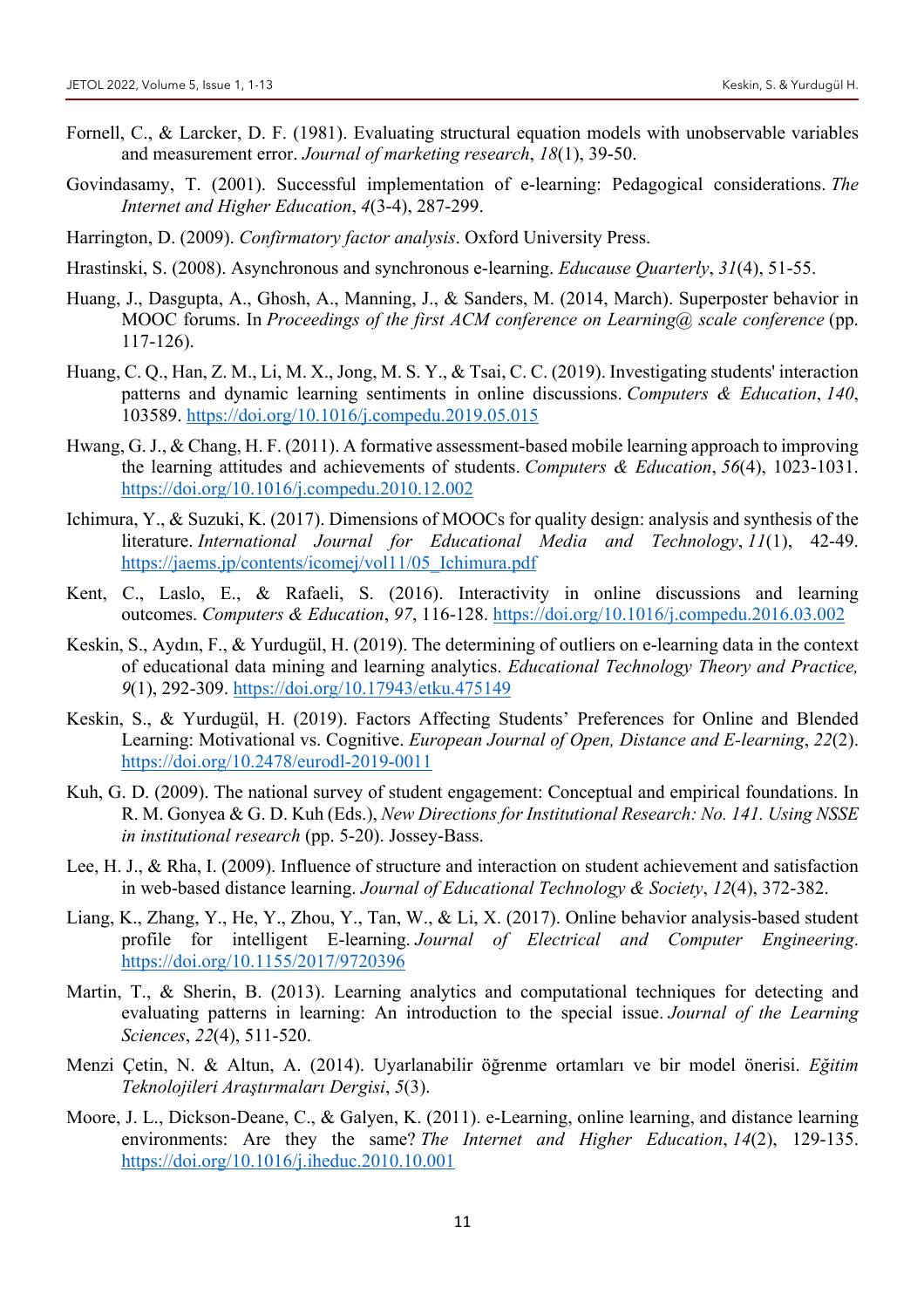Fornell, C., & Larcker, D. F. (1981). Evaluating structural equation models with unobservable variables and measurement error. *Journal of marketing research*, *18*(1), 39-50.

Govindasamy, T. (2001). Successful implementation of e-learning: Pedagogical considerations. *The Internet and Higher Education*, *4*(3-4), 287-299.

Harrington, D. (2009). *Confirmatory factor analysis*. Oxford University Press.

Hrastinski, S. (2008). Asynchronous and synchronous e-learning. *Educause Quarterly*, *31*(4), 51-55.

Huang, J., Dasgupta, A., Ghosh, A., Manning, J., & Sanders, M. (2014, March). Superposter behavior in MOOC forums. In *Proceedings of the first ACM conference on Learning@ scale conference* (pp. 117-126).

Huang, C. Q., Han, Z. M., Li, M. X., Jong, M. S. Y., & Tsai, C. C. (2019). Investigating students' interaction patterns and dynamic learning sentiments in online discussions. *Computers & Education*, *140*, 103589. https://doi.org/10.1016/j.compedu.2019.05.015

Hwang, G. J., & Chang, H. F. (2011). A formative assessment-based mobile learning approach to improving the learning attitudes and achievements of students. *Computers & Education*, *56*(4), 1023-1031. https://doi.org/10.1016/j.compedu.2010.12.002

Ichimura, Y., & Suzuki, K. (2017). Dimensions of MOOCs for quality design: analysis and synthesis of the literature. *International Journal for Educational Media and Technology*, *11*(1), 42-49. https://jaems.jp/contents/icomej/vol11/05_Ichimura.pdf

Kent, C., Laslo, E., & Rafaeli, S. (2016). Interactivity in online discussions and learning outcomes. *Computers & Education*, *97*, 116-128. https://doi.org/10.1016/j.compedu.2016.03.002

Keskin, S., Aydın, F., & Yurdugül, H. (2019). The determining of outliers on e-learning data in the context of educational data mining and learning analytics. *Educational Technology Theory and Practice, 9*(1), 292-309. https://doi.org/10.17943/etku.475149

Keskin, S., & Yurdugül, H. (2019). Factors Affecting Students' Preferences for Online and Blended Learning: Motivational vs. Cognitive. *European Journal of Open, Distance and E-learning*, *22*(2). https://doi.org/10.2478/eurodl-2019-0011

Kuh, G. D. (2009). The national survey of student engagement: Conceptual and empirical foundations. In R. M. Gonyea & G. D. Kuh (Eds.), *New Directions for Institutional Research: No. 141. Using NSSE in institutional research* (pp. 5-20). Jossey-Bass.

Lee, H. J., & Rha, I. (2009). Influence of structure and interaction on student achievement and satisfaction in web-based distance learning. *Journal of Educational Technology & Society*, *12*(4), 372-382.

Liang, K., Zhang, Y., He, Y., Zhou, Y., Tan, W., & Li, X. (2017). Online behavior analysis-based student profile for intelligent E-learning. *Journal of Electrical and Computer Engineering*. https://doi.org/10.1155/2017/9720396

Martin, T., & Sherin, B. (2013). Learning analytics and computational techniques for detecting and evaluating patterns in learning: An introduction to the special issue. *Journal of the Learning Sciences*, *22*(4), 511-520.

Menzi Çetin, N. & Altun, A. (2014). Uyarlanabilir öğrenme ortamları ve bir model önerisi. *Eğitim Teknolojileri Araştırmaları Dergisi*, *5*(3).

Moore, J. L., Dickson-Deane, C., & Galyen, K. (2011). e-Learning, online learning, and distance learning environments: Are they the same? *The Internet and Higher Education*, *14*(2), 129-135. https://doi.org/10.1016/j.iheduc.2010.10.001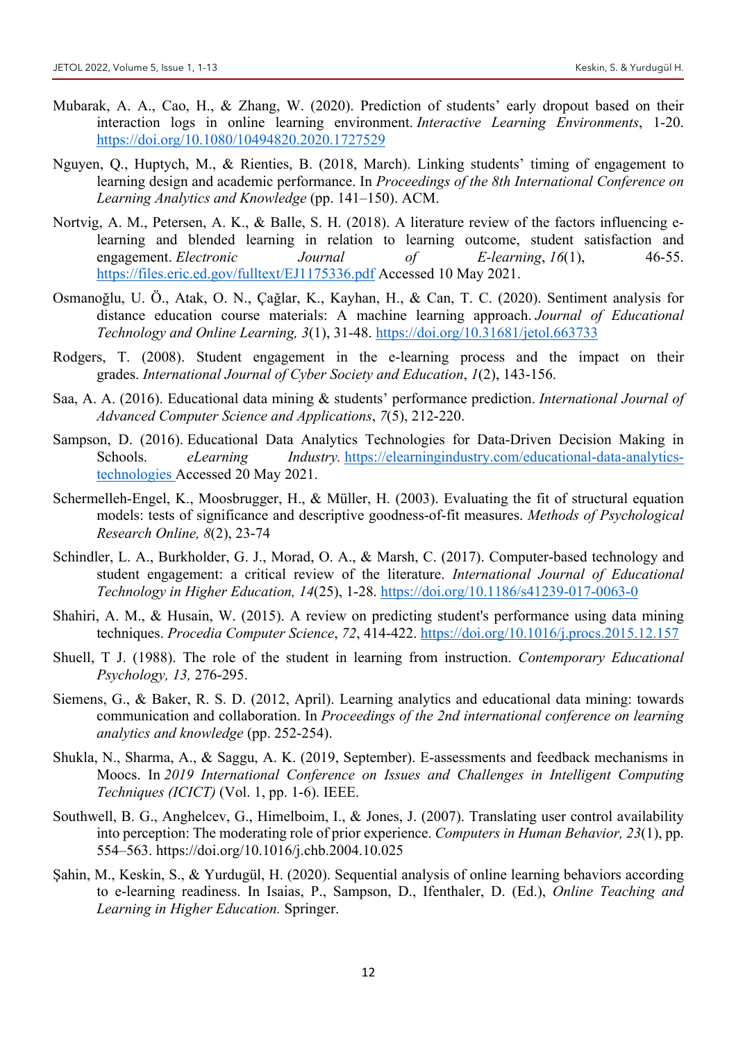Mubarak, A. A., Cao, H., & Zhang, W. (2020). Prediction of students' early dropout based on their interaction logs in online learning environment. *Interactive Learning Environments*, 1-20. https://doi.org/10.1080/10494820.2020.1727529

Nguyen, Q., Huptych, M., & Rienties, B. (2018, March). Linking students' timing of engagement to learning design and academic performance. In *Proceedings of the 8th International Conference on Learning Analytics and Knowledge* (pp. 141–150). ACM.

Nortvig, A. M., Petersen, A. K., & Balle, S. H. (2018). A literature review of the factors influencing e-learning and blended learning in relation to learning outcome, student satisfaction and engagement. *Electronic Journal of E-learning*, *16*(1), 46-55. https://files.eric.ed.gov/fulltext/EJ1175336.pdf Accessed 10 May 2021.

Osmanoğlu, U. Ö., Atak, O. N., Çağlar, K., Kayhan, H., & Can, T. C. (2020). Sentiment analysis for distance education course materials: A machine learning approach. *Journal of Educational Technology and Online Learning, 3*(1), 31-48. https://doi.org/10.31681/jetol.663733

Rodgers, T. (2008). Student engagement in the e-learning process and the impact on their grades. *International Journal of Cyber Society and Education*, *1*(2), 143-156.

Saa, A. A. (2016). Educational data mining & students' performance prediction. *International Journal of Advanced Computer Science and Applications*, *7*(5), 212-220.

Sampson, D. (2016). Educational Data Analytics Technologies for Data-Driven Decision Making in Schools. *eLearning Industry.* https://elearningindustry.com/educational-data-analytics-technologies Accessed 20 May 2021.

Schermelleh-Engel, K., Moosbrugger, H., & Müller, H. (2003). Evaluating the fit of structural equation models: tests of significance and descriptive goodness-of-fit measures. *Methods of Psychological Research Online, 8*(2), 23-74

Schindler, L. A., Burkholder, G. J., Morad, O. A., & Marsh, C. (2017). Computer-based technology and student engagement: a critical review of the literature. *International Journal of Educational Technology in Higher Education, 14*(25), 1-28. https://doi.org/10.1186/s41239-017-0063-0

Shahiri, A. M., & Husain, W. (2015). A review on predicting student's performance using data mining techniques. *Procedia Computer Science*, *72*, 414-422. https://doi.org/10.1016/j.procs.2015.12.157

Shuell, T J. (1988). The role of the student in learning from instruction. *Contemporary Educational Psychology, 13,* 276-295.

Siemens, G., & Baker, R. S. D. (2012, April). Learning analytics and educational data mining: towards communication and collaboration. In *Proceedings of the 2nd international conference on learning analytics and knowledge* (pp. 252-254).

Shukla, N., Sharma, A., & Saggu, A. K. (2019, September). E-assessments and feedback mechanisms in Moocs. In *2019 International Conference on Issues and Challenges in Intelligent Computing Techniques (ICICT)* (Vol. 1, pp. 1-6). IEEE.

Southwell, B. G., Anghelcev, G., Himelboim, I., & Jones, J. (2007). Translating user control availability into perception: The moderating role of prior experience. *Computers in Human Behavior, 23*(1), pp. 554–563. https://doi.org/10.1016/j.chb.2004.10.025

Şahin, M., Keskin, S., & Yurdugül, H. (2020). Sequential analysis of online learning behaviors according to e-learning readiness. In Isaias, P., Sampson, D., Ifenthaler, D. (Ed.), *Online Teaching and Learning in Higher Education.* Springer.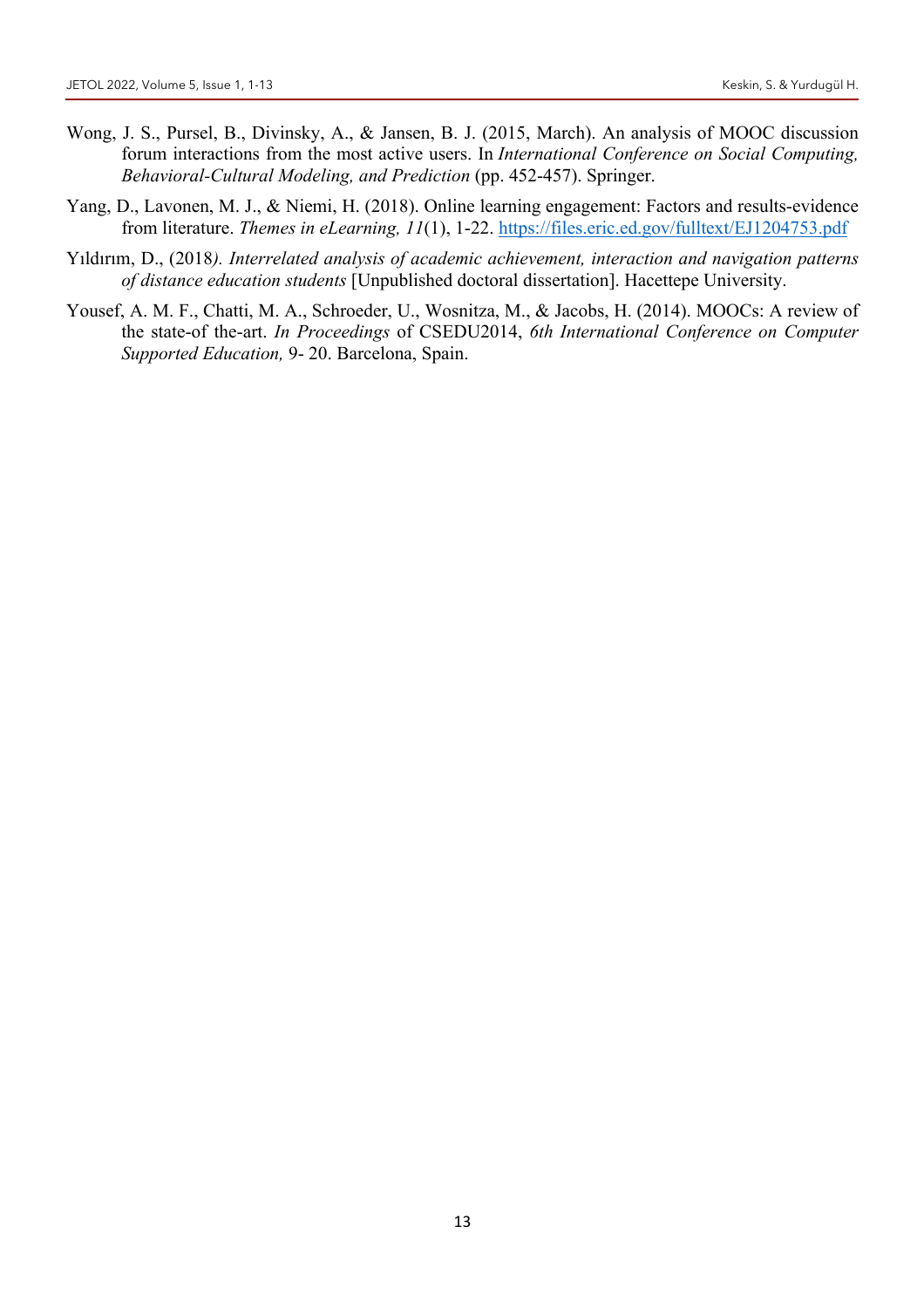Wong, J. S., Pursel, B., Divinsky, A., & Jansen, B. J. (2015, March). An analysis of MOOC discussion forum interactions from the most active users. In *International Conference on Social Computing, Behavioral-Cultural Modeling, and Prediction* (pp. 452-457). Springer.

Yang, D., Lavonen, M. J., & Niemi, H. (2018). Online learning engagement: Factors and results-evidence from literature. *Themes in eLearning, 11*(1), 1-22. https://files.eric.ed.gov/fulltext/EJ1204753.pdf

Yıldırım, D., (2018*). Interrelated analysis of academic achievement, interaction and navigation patterns of distance education students* [Unpublished doctoral dissertation]. Hacettepe University.

Yousef, A. M. F., Chatti, M. A., Schroeder, U., Wosnitza, M., & Jacobs, H. (2014). MOOCs: A review of the state-of the-art. *In Proceedings* of CSEDU2014, *6th International Conference on Computer Supported Education,* 9- 20. Barcelona, Spain.